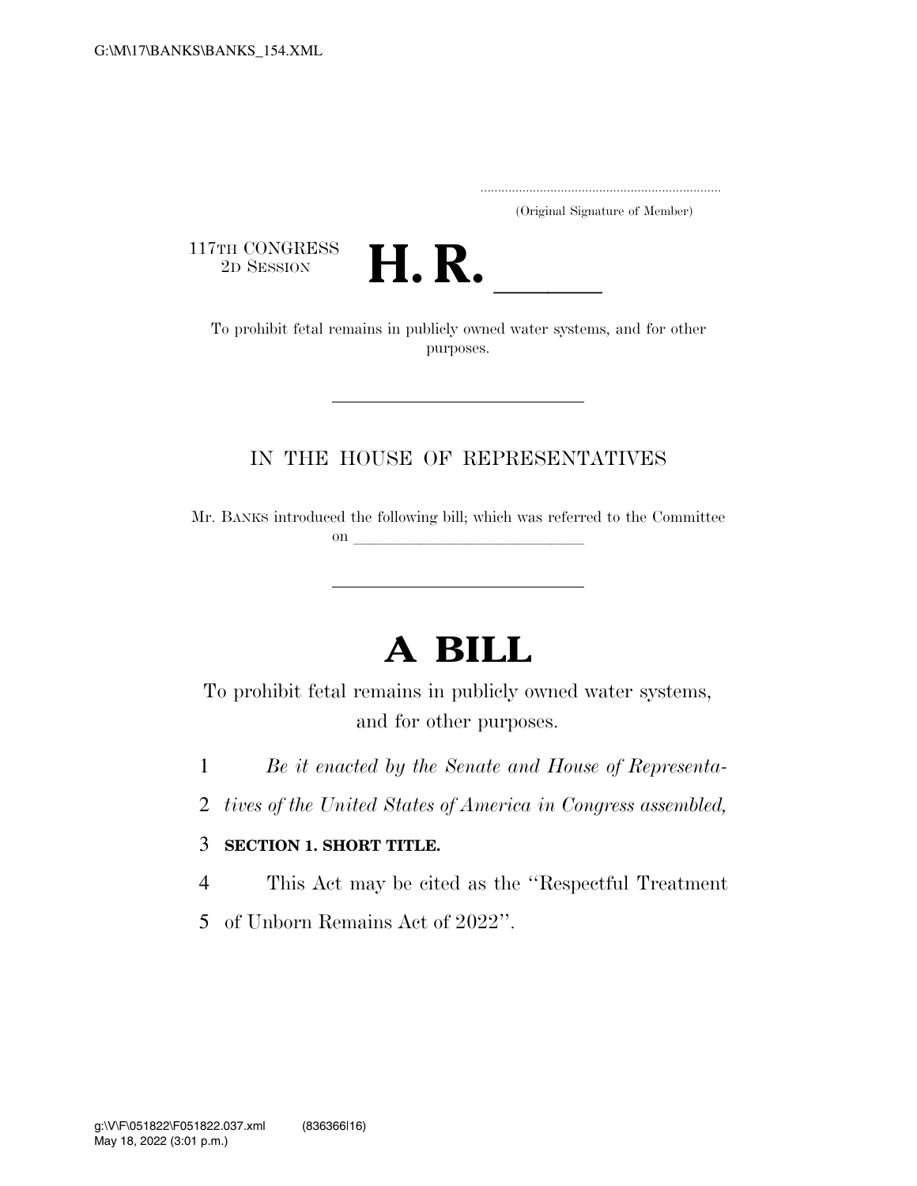(Original Signature of Member)

117TH CONGRESS
2D SESSION

# H. R. \_\_\_\_\_

To prohibit fetal remains in publicly owned water systems, and for other purposes.

---

IN THE HOUSE OF REPRESENTATIVES

Mr. BANKS introduced the following bill; which was referred to the Committee on \_\_\_\_\_\_\_\_\_\_\_\_\_\_\_\_\_\_\_\_\_\_\_\_\_\_

---

# A BILL

To prohibit fetal remains in publicly owned water systems, and for other purposes.

*Be it enacted by the Senate and House of Representatives of the United States of America in Congress assembled,*

**SECTION 1. SHORT TITLE.**

This Act may be cited as the ''Respectful Treatment of Unborn Remains Act of 2022''.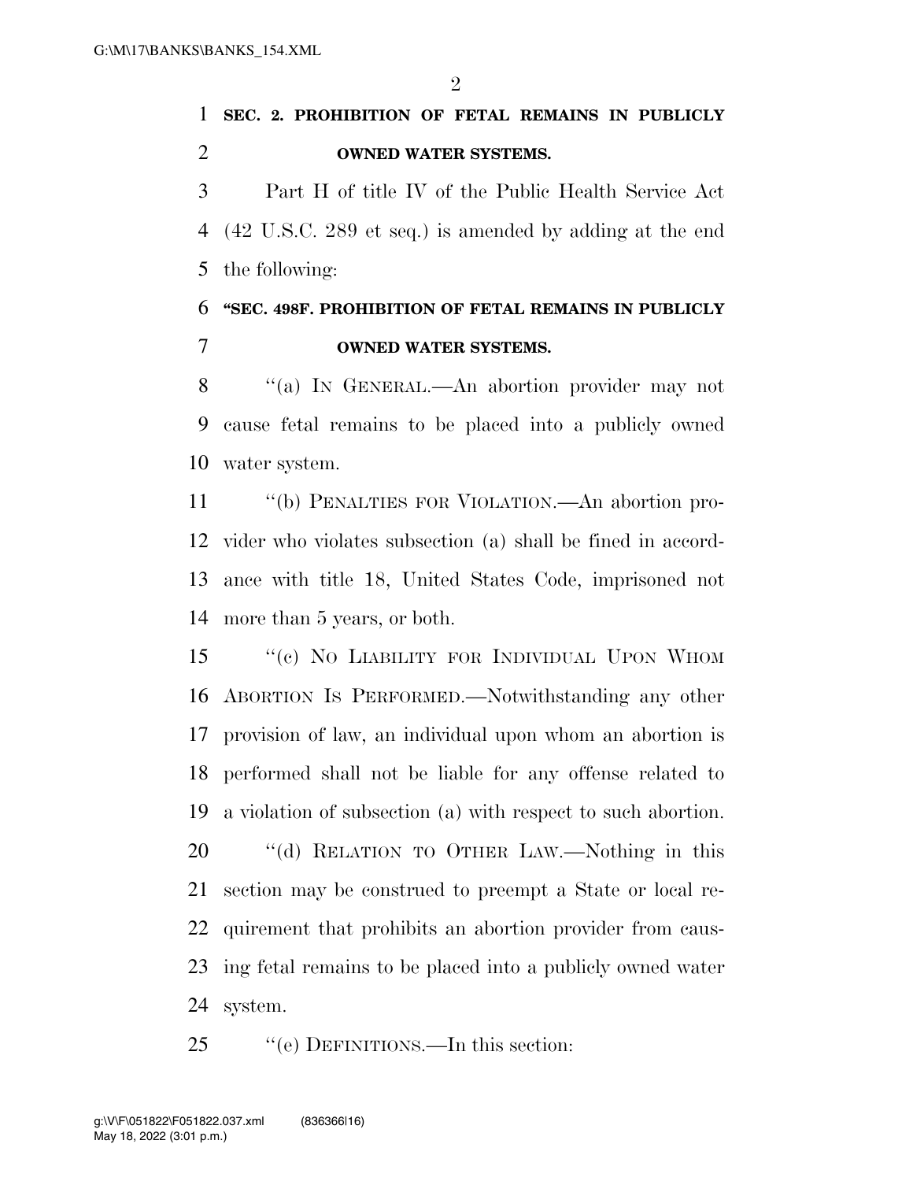**SEC. 2. PROHIBITION OF FETAL REMAINS IN PUBLICLY OWNED WATER SYSTEMS.**

Part H of title IV of the Public Health Service Act (42 U.S.C. 289 et seq.) is amended by adding at the end the following:

**"SEC. 498F. PROHIBITION OF FETAL REMAINS IN PUBLICLY OWNED WATER SYSTEMS.**

"(a) IN GENERAL.—An abortion provider may not cause fetal remains to be placed into a publicly owned water system.

"(b) PENALTIES FOR VIOLATION.—An abortion provider who violates subsection (a) shall be fined in accordance with title 18, United States Code, imprisoned not more than 5 years, or both.

"(c) NO LIABILITY FOR INDIVIDUAL UPON WHOM ABORTION IS PERFORMED.—Notwithstanding any other provision of law, an individual upon whom an abortion is performed shall not be liable for any offense related to a violation of subsection (a) with respect to such abortion.

"(d) RELATION TO OTHER LAW.—Nothing in this section may be construed to preempt a State or local requirement that prohibits an abortion provider from causing fetal remains to be placed into a publicly owned water system.

"(e) DEFINITIONS.—In this section: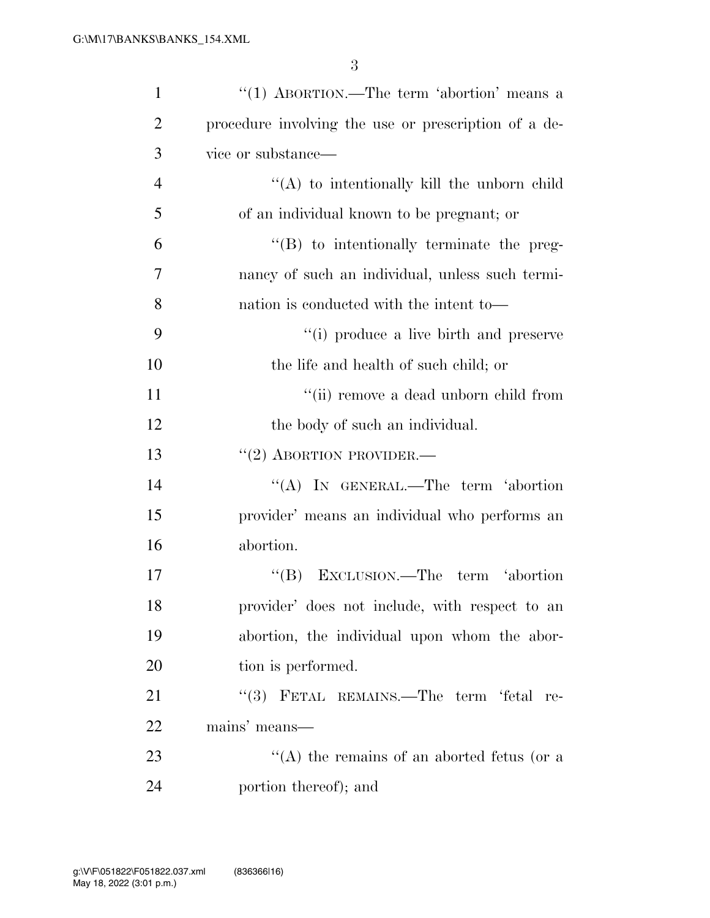"(1) ABORTION.—The term 'abortion' means a procedure involving the use or prescription of a device or substance—

"(A) to intentionally kill the unborn child of an individual known to be pregnant; or

"(B) to intentionally terminate the pregnancy of such an individual, unless such termination is conducted with the intent to—

"(i) produce a live birth and preserve the life and health of such child; or

"(ii) remove a dead unborn child from the body of such an individual.

"(2) ABORTION PROVIDER.—

"(A) IN GENERAL.—The term 'abortion provider' means an individual who performs an abortion.

"(B) EXCLUSION.—The term 'abortion provider' does not include, with respect to an abortion, the individual upon whom the abortion is performed.

"(3) FETAL REMAINS.—The term 'fetal remains' means—

"(A) the remains of an aborted fetus (or a portion thereof); and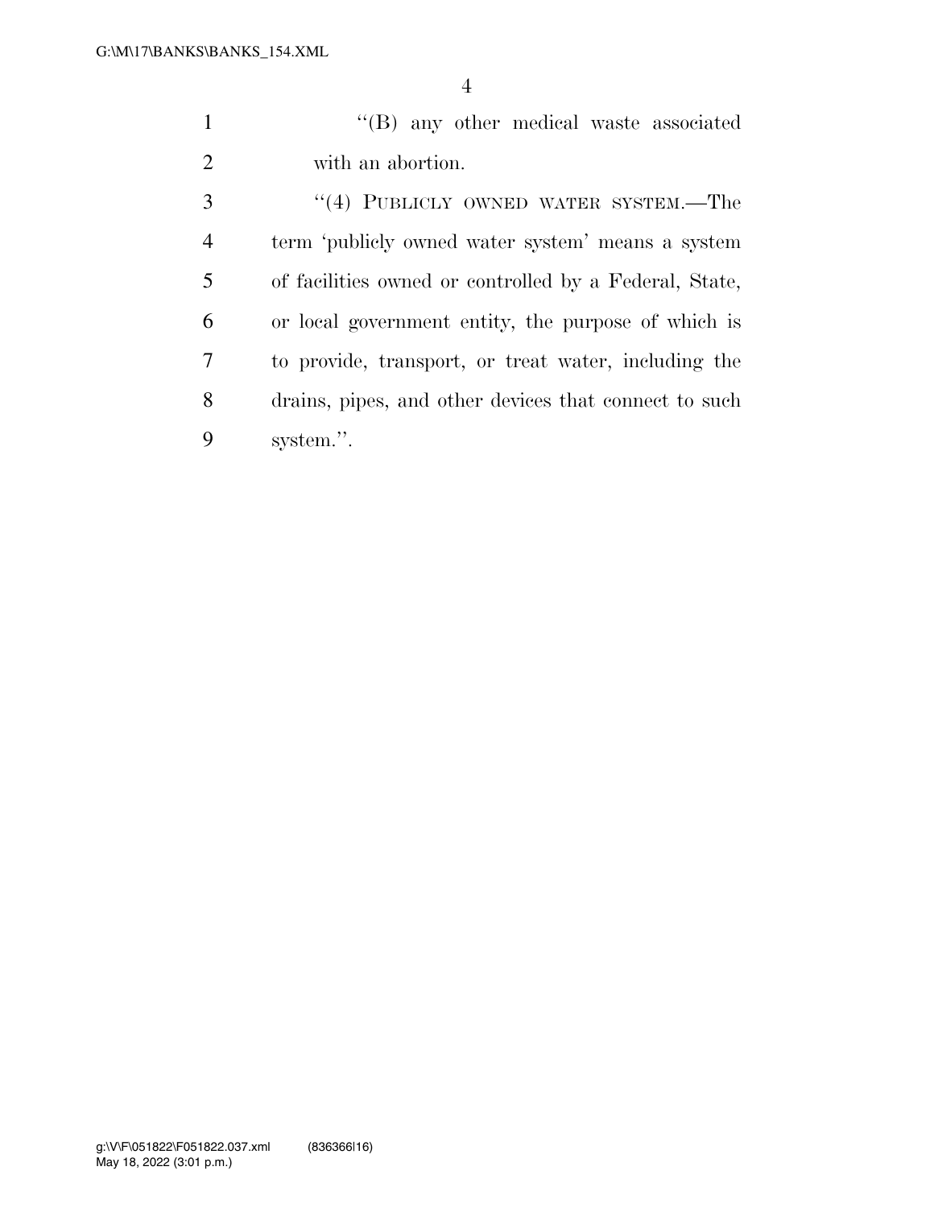"(B) any other medical waste associated with an abortion.

"(4) PUBLICLY OWNED WATER SYSTEM.—The term 'publicly owned water system' means a system of facilities owned or controlled by a Federal, State, or local government entity, the purpose of which is to provide, transport, or treat water, including the drains, pipes, and other devices that connect to such system.".